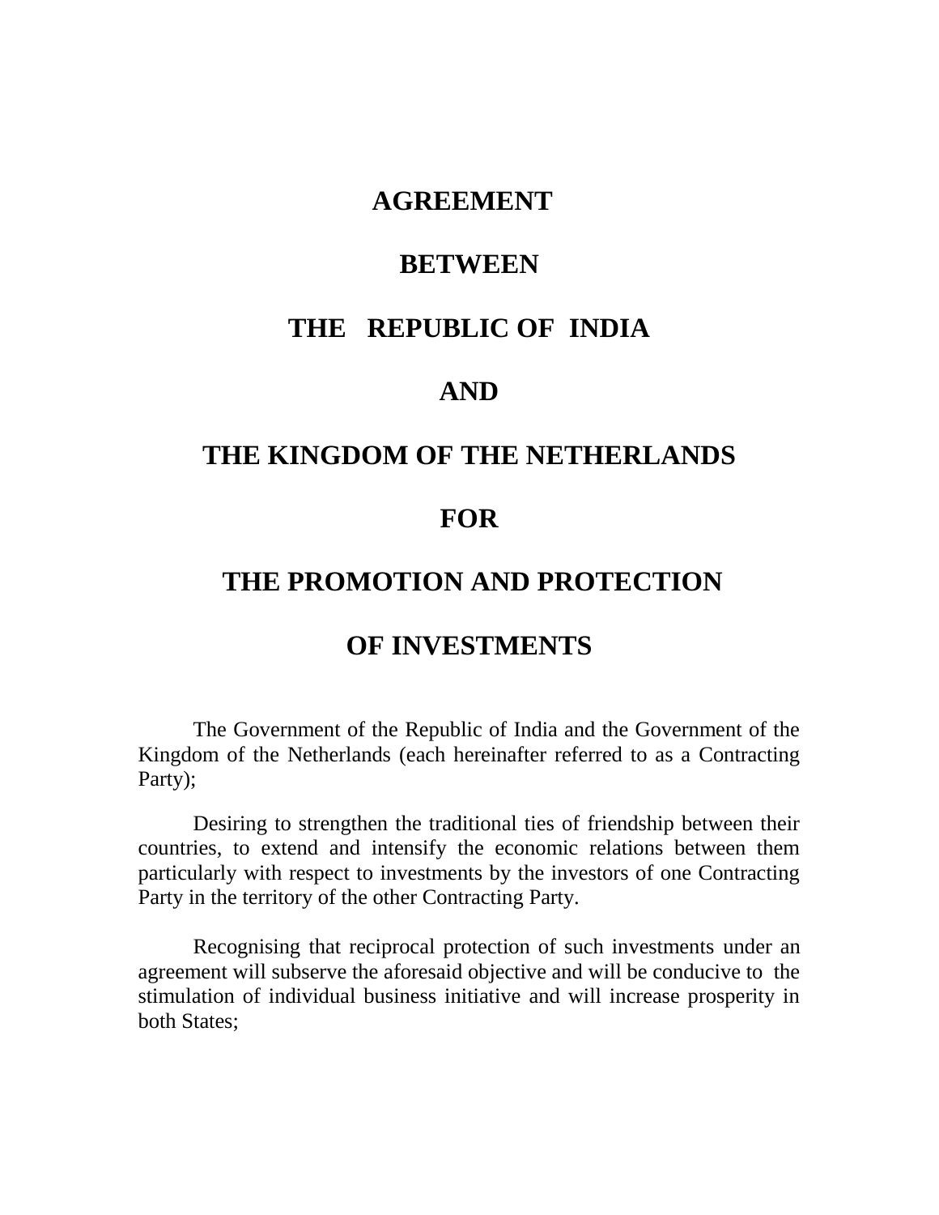# AGREEMENT

# BETWEEN

# THE REPUBLIC OF INDIA

# AND

# THE KINGDOM OF THE NETHERLANDS

# FOR

# THE PROMOTION AND PROTECTION

# OF INVESTMENTS

The Government of the Republic of India and the Government of the Kingdom of the Netherlands (each hereinafter referred to as a Contracting Party);

Desiring to strengthen the traditional ties of friendship between their countries, to extend and intensify the economic relations between them particularly with respect to investments by the investors of one Contracting Party in the territory of the other Contracting Party.

Recognising that reciprocal protection of such investments under an agreement will subserve the aforesaid objective and will be conducive to the stimulation of individual business initiative and will increase prosperity in both States;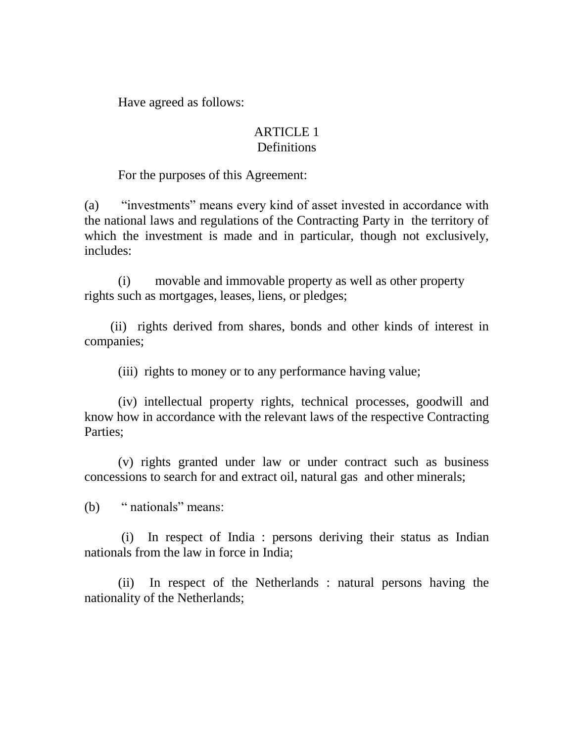Have agreed as follows:

## ARTICLE 1
### Definitions

For the purposes of this Agreement:

(a) "investments" means every kind of asset invested in accordance with the national laws and regulations of the Contracting Party in the territory of which the investment is made and in particular, though not exclusively, includes:

(i) movable and immovable property as well as other property rights such as mortgages, leases, liens, or pledges;

(ii) rights derived from shares, bonds and other kinds of interest in companies;

(iii) rights to money or to any performance having value;

(iv) intellectual property rights, technical processes, goodwill and know how in accordance with the relevant laws of the respective Contracting Parties;

(v) rights granted under law or under contract such as business concessions to search for and extract oil, natural gas and other minerals;

(b) " nationals" means:

(i) In respect of India : persons deriving their status as Indian nationals from the law in force in India;

(ii) In respect of the Netherlands : natural persons having the nationality of the Netherlands;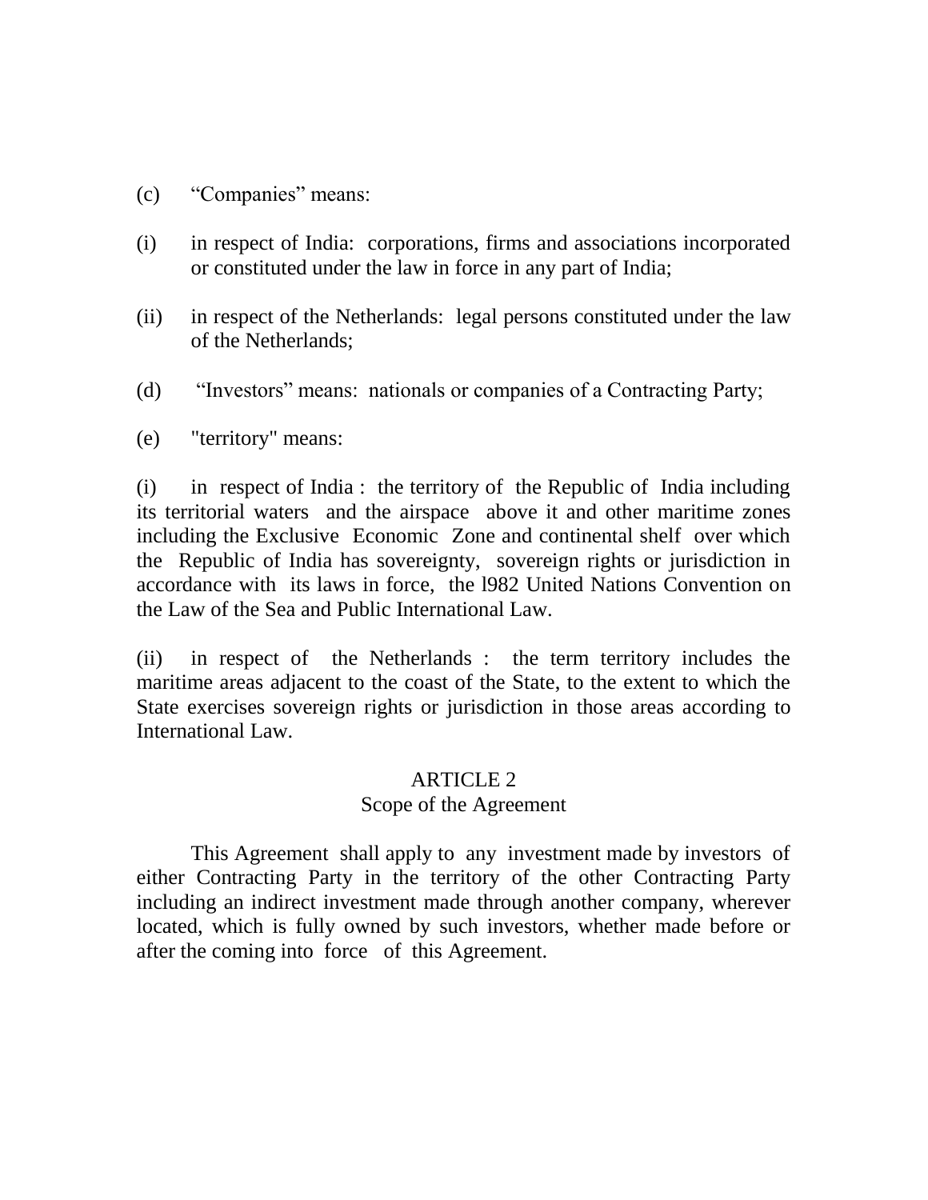(c) "Companies" means:

(i) in respect of India: corporations, firms and associations incorporated or constituted under the law in force in any part of India;

(ii) in respect of the Netherlands: legal persons constituted under the law of the Netherlands;

(d) "Investors" means: nationals or companies of a Contracting Party;

(e) "territory" means:

(i) in respect of India : the territory of the Republic of India including its territorial waters and the airspace above it and other maritime zones including the Exclusive Economic Zone and continental shelf over which the Republic of India has sovereignty, sovereign rights or jurisdiction in accordance with its laws in force, the l982 United Nations Convention on the Law of the Sea and Public International Law.

(ii) in respect of the Netherlands : the term territory includes the maritime areas adjacent to the coast of the State, to the extent to which the State exercises sovereign rights or jurisdiction in those areas according to International Law.

## ARTICLE 2
### Scope of the Agreement

This Agreement shall apply to any investment made by investors of either Contracting Party in the territory of the other Contracting Party including an indirect investment made through another company, wherever located, which is fully owned by such investors, whether made before or after the coming into force of this Agreement.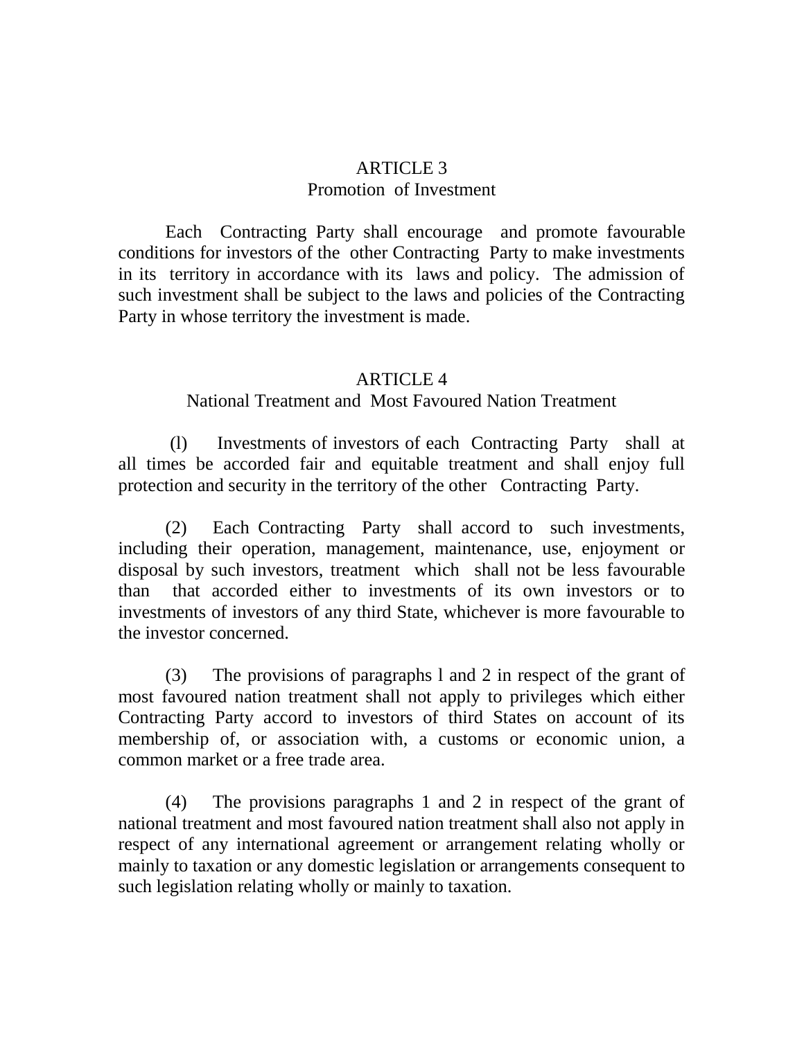## ARTICLE 3
### Promotion of Investment

Each Contracting Party shall encourage and promote favourable conditions for investors of the other Contracting Party to make investments in its territory in accordance with its laws and policy. The admission of such investment shall be subject to the laws and policies of the Contracting Party in whose territory the investment is made.

## ARTICLE 4
### National Treatment and Most Favoured Nation Treatment

(l) Investments of investors of each Contracting Party shall at all times be accorded fair and equitable treatment and shall enjoy full protection and security in the territory of the other Contracting Party.

(2) Each Contracting Party shall accord to such investments, including their operation, management, maintenance, use, enjoyment or disposal by such investors, treatment which shall not be less favourable than that accorded either to investments of its own investors or to investments of investors of any third State, whichever is more favourable to the investor concerned.

(3) The provisions of paragraphs l and 2 in respect of the grant of most favoured nation treatment shall not apply to privileges which either Contracting Party accord to investors of third States on account of its membership of, or association with, a customs or economic union, a common market or a free trade area.

(4) The provisions paragraphs 1 and 2 in respect of the grant of national treatment and most favoured nation treatment shall also not apply in respect of any international agreement or arrangement relating wholly or mainly to taxation or any domestic legislation or arrangements consequent to such legislation relating wholly or mainly to taxation.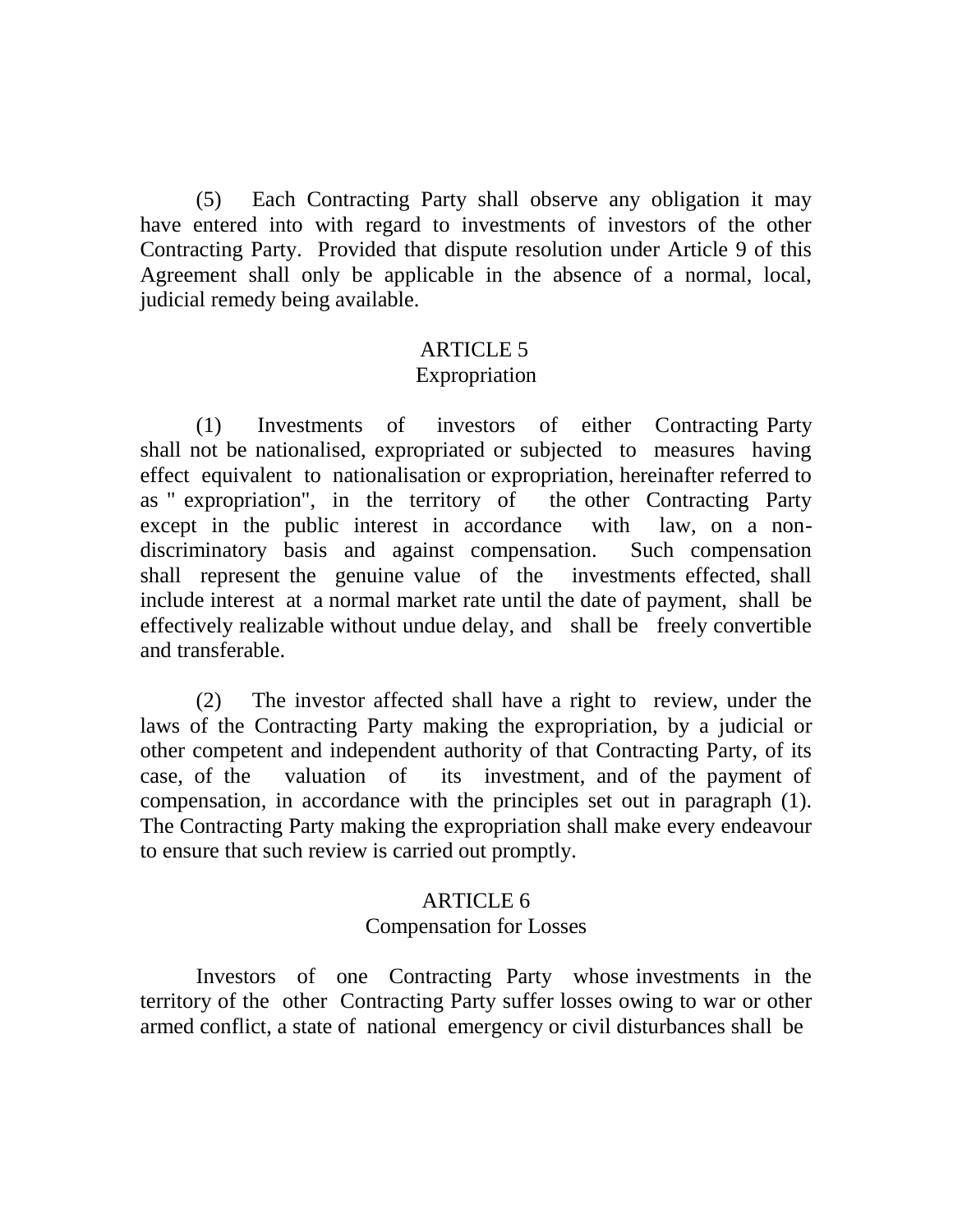(5) Each Contracting Party shall observe any obligation it may have entered into with regard to investments of investors of the other Contracting Party. Provided that dispute resolution under Article 9 of this Agreement shall only be applicable in the absence of a normal, local, judicial remedy being available.

## ARTICLE 5
## Expropriation

(1) Investments of investors of either Contracting Party shall not be nationalised, expropriated or subjected to measures having effect equivalent to nationalisation or expropriation, hereinafter referred to as " expropriation", in the territory of the other Contracting Party except in the public interest in accordance with law, on a non-discriminatory basis and against compensation. Such compensation shall represent the genuine value of the investments effected, shall include interest at a normal market rate until the date of payment, shall be effectively realizable without undue delay, and shall be freely convertible and transferable.

(2) The investor affected shall have a right to review, under the laws of the Contracting Party making the expropriation, by a judicial or other competent and independent authority of that Contracting Party, of its case, of the valuation of its investment, and of the payment of compensation, in accordance with the principles set out in paragraph (1). The Contracting Party making the expropriation shall make every endeavour to ensure that such review is carried out promptly.

## ARTICLE 6
## Compensation for Losses

Investors of one Contracting Party whose investments in the territory of the other Contracting Party suffer losses owing to war or other armed conflict, a state of national emergency or civil disturbances shall be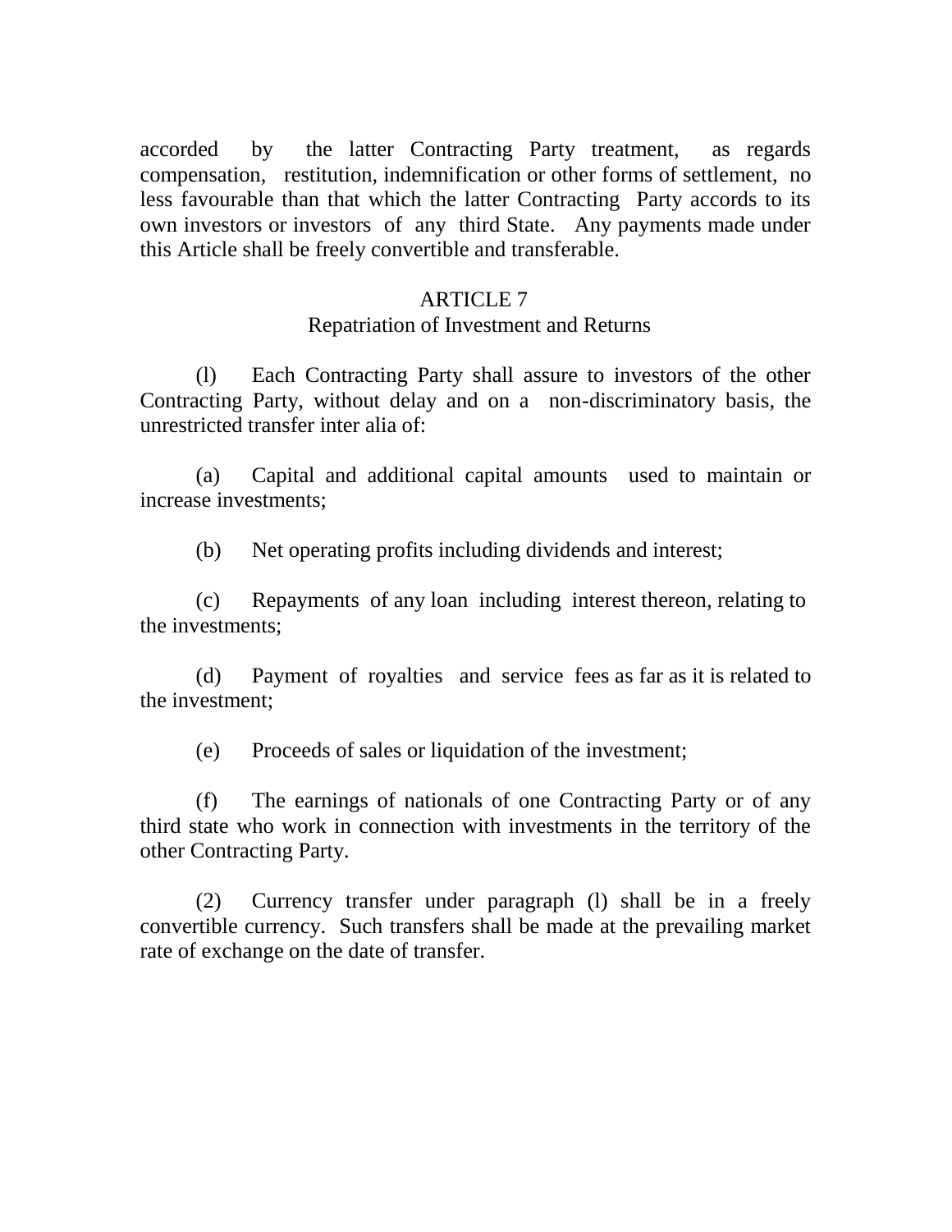accorded by the latter Contracting Party treatment, as regards compensation, restitution, indemnification or other forms of settlement, no less favourable than that which the latter Contracting Party accords to its own investors or investors of any third State. Any payments made under this Article shall be freely convertible and transferable.

## ARTICLE 7

### Repatriation of Investment and Returns

(l) Each Contracting Party shall assure to investors of the other Contracting Party, without delay and on a non-discriminatory basis, the unrestricted transfer inter alia of:

(a) Capital and additional capital amounts used to maintain or increase investments;

(b) Net operating profits including dividends and interest;

(c) Repayments of any loan including interest thereon, relating to the investments;

(d) Payment of royalties and service fees as far as it is related to the investment;

(e) Proceeds of sales or liquidation of the investment;

(f) The earnings of nationals of one Contracting Party or of any third state who work in connection with investments in the territory of the other Contracting Party.

(2) Currency transfer under paragraph (l) shall be in a freely convertible currency. Such transfers shall be made at the prevailing market rate of exchange on the date of transfer.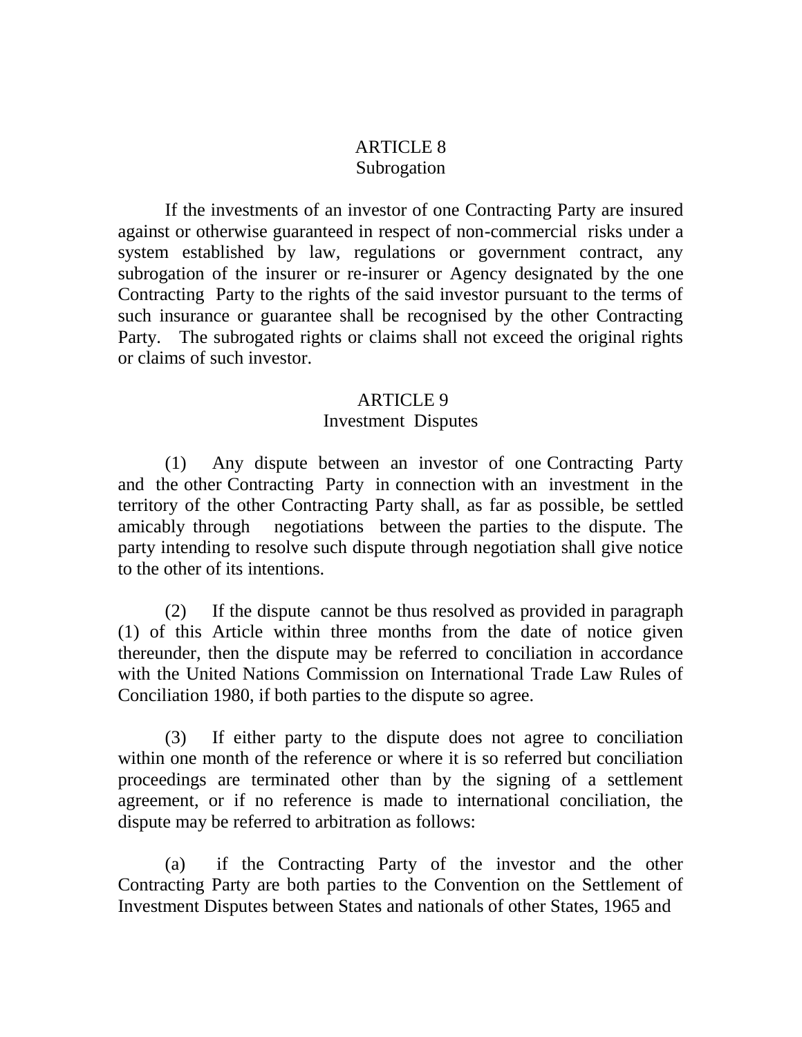## ARTICLE 8
### Subrogation

If the investments of an investor of one Contracting Party are insured against or otherwise guaranteed in respect of non-commercial risks under a system established by law, regulations or government contract, any subrogation of the insurer or re-insurer or Agency designated by the one Contracting Party to the rights of the said investor pursuant to the terms of such insurance or guarantee shall be recognised by the other Contracting Party. The subrogated rights or claims shall not exceed the original rights or claims of such investor.

## ARTICLE 9
### Investment Disputes

(1) Any dispute between an investor of one Contracting Party and the other Contracting Party in connection with an investment in the territory of the other Contracting Party shall, as far as possible, be settled amicably through negotiations between the parties to the dispute. The party intending to resolve such dispute through negotiation shall give notice to the other of its intentions.

(2) If the dispute cannot be thus resolved as provided in paragraph (1) of this Article within three months from the date of notice given thereunder, then the dispute may be referred to conciliation in accordance with the United Nations Commission on International Trade Law Rules of Conciliation 1980, if both parties to the dispute so agree.

(3) If either party to the dispute does not agree to conciliation within one month of the reference or where it is so referred but conciliation proceedings are terminated other than by the signing of a settlement agreement, or if no reference is made to international conciliation, the dispute may be referred to arbitration as follows:

(a) if the Contracting Party of the investor and the other Contracting Party are both parties to the Convention on the Settlement of Investment Disputes between States and nationals of other States, 1965 and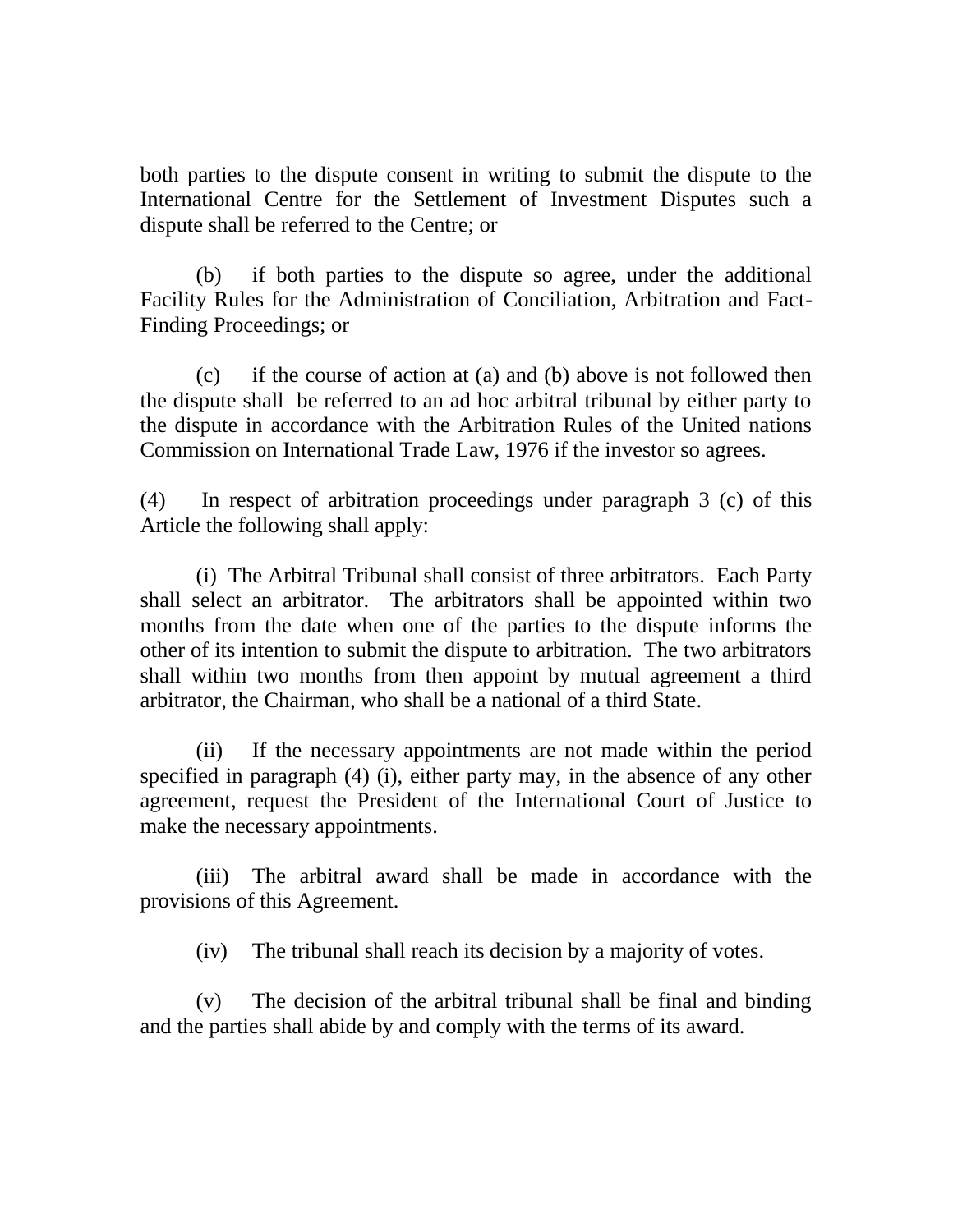both parties to the dispute consent in writing to submit the dispute to the International Centre for the Settlement of Investment Disputes such a dispute shall be referred to the Centre; or

(b) if both parties to the dispute so agree, under the additional Facility Rules for the Administration of Conciliation, Arbitration and Fact-Finding Proceedings; or

(c) if the course of action at (a) and (b) above is not followed then the dispute shall be referred to an ad hoc arbitral tribunal by either party to the dispute in accordance with the Arbitration Rules of the United nations Commission on International Trade Law, 1976 if the investor so agrees.

(4) In respect of arbitration proceedings under paragraph 3 (c) of this Article the following shall apply:

(i) The Arbitral Tribunal shall consist of three arbitrators. Each Party shall select an arbitrator. The arbitrators shall be appointed within two months from the date when one of the parties to the dispute informs the other of its intention to submit the dispute to arbitration. The two arbitrators shall within two months from then appoint by mutual agreement a third arbitrator, the Chairman, who shall be a national of a third State.

(ii) If the necessary appointments are not made within the period specified in paragraph (4) (i), either party may, in the absence of any other agreement, request the President of the International Court of Justice to make the necessary appointments.

(iii) The arbitral award shall be made in accordance with the provisions of this Agreement.

(iv) The tribunal shall reach its decision by a majority of votes.

(v) The decision of the arbitral tribunal shall be final and binding and the parties shall abide by and comply with the terms of its award.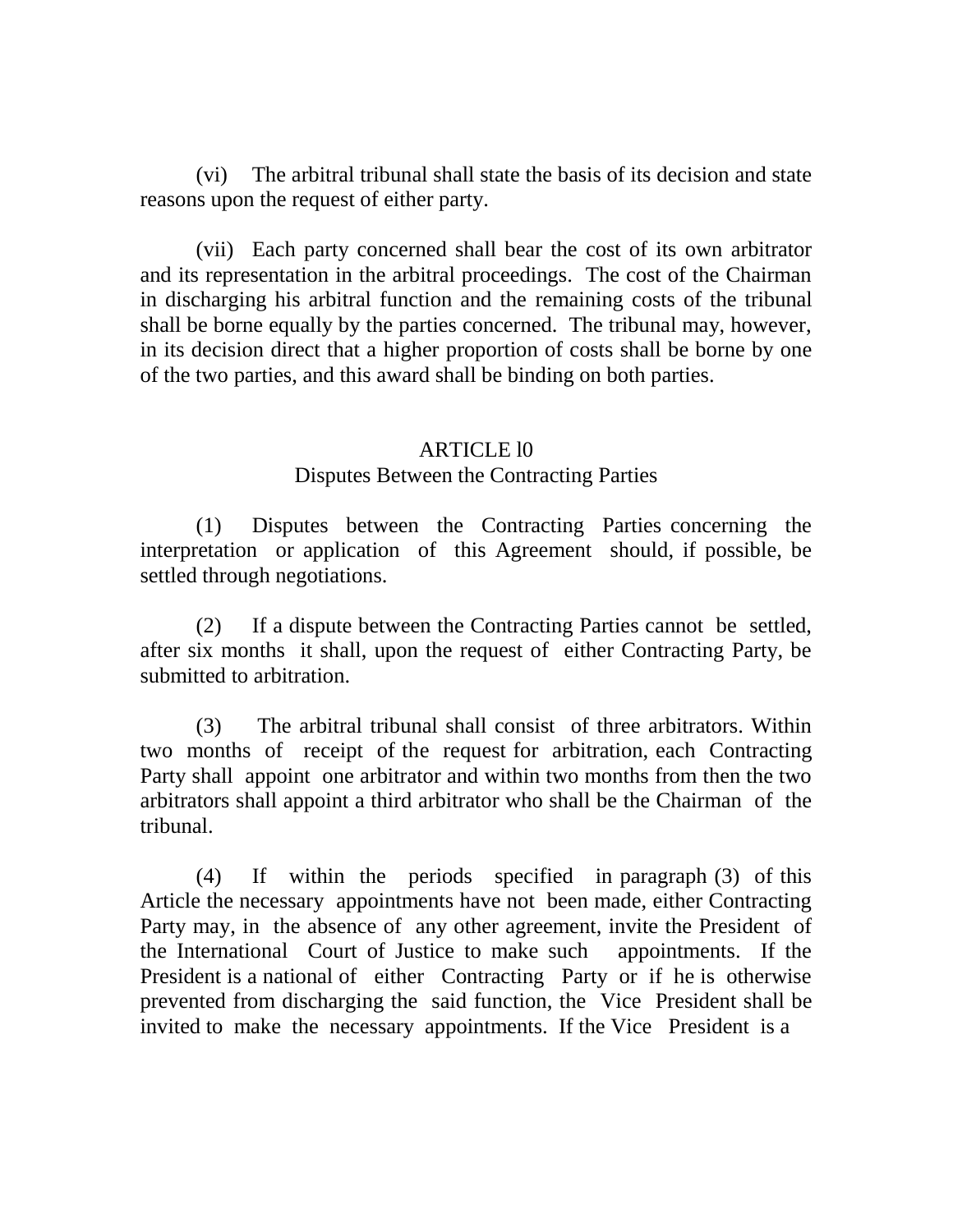(vi) The arbitral tribunal shall state the basis of its decision and state reasons upon the request of either party.

(vii) Each party concerned shall bear the cost of its own arbitrator and its representation in the arbitral proceedings. The cost of the Chairman in discharging his arbitral function and the remaining costs of the tribunal shall be borne equally by the parties concerned. The tribunal may, however, in its decision direct that a higher proportion of costs shall be borne by one of the two parties, and this award shall be binding on both parties.

## ARTICLE l0
### Disputes Between the Contracting Parties

(1) Disputes between the Contracting Parties concerning the interpretation or application of this Agreement should, if possible, be settled through negotiations.

(2) If a dispute between the Contracting Parties cannot be settled, after six months it shall, upon the request of either Contracting Party, be submitted to arbitration.

(3) The arbitral tribunal shall consist of three arbitrators. Within two months of receipt of the request for arbitration, each Contracting Party shall appoint one arbitrator and within two months from then the two arbitrators shall appoint a third arbitrator who shall be the Chairman of the tribunal.

(4) If within the periods specified in paragraph (3) of this Article the necessary appointments have not been made, either Contracting Party may, in the absence of any other agreement, invite the President of the International Court of Justice to make such appointments. If the President is a national of either Contracting Party or if he is otherwise prevented from discharging the said function, the Vice President shall be invited to make the necessary appointments. If the Vice President is a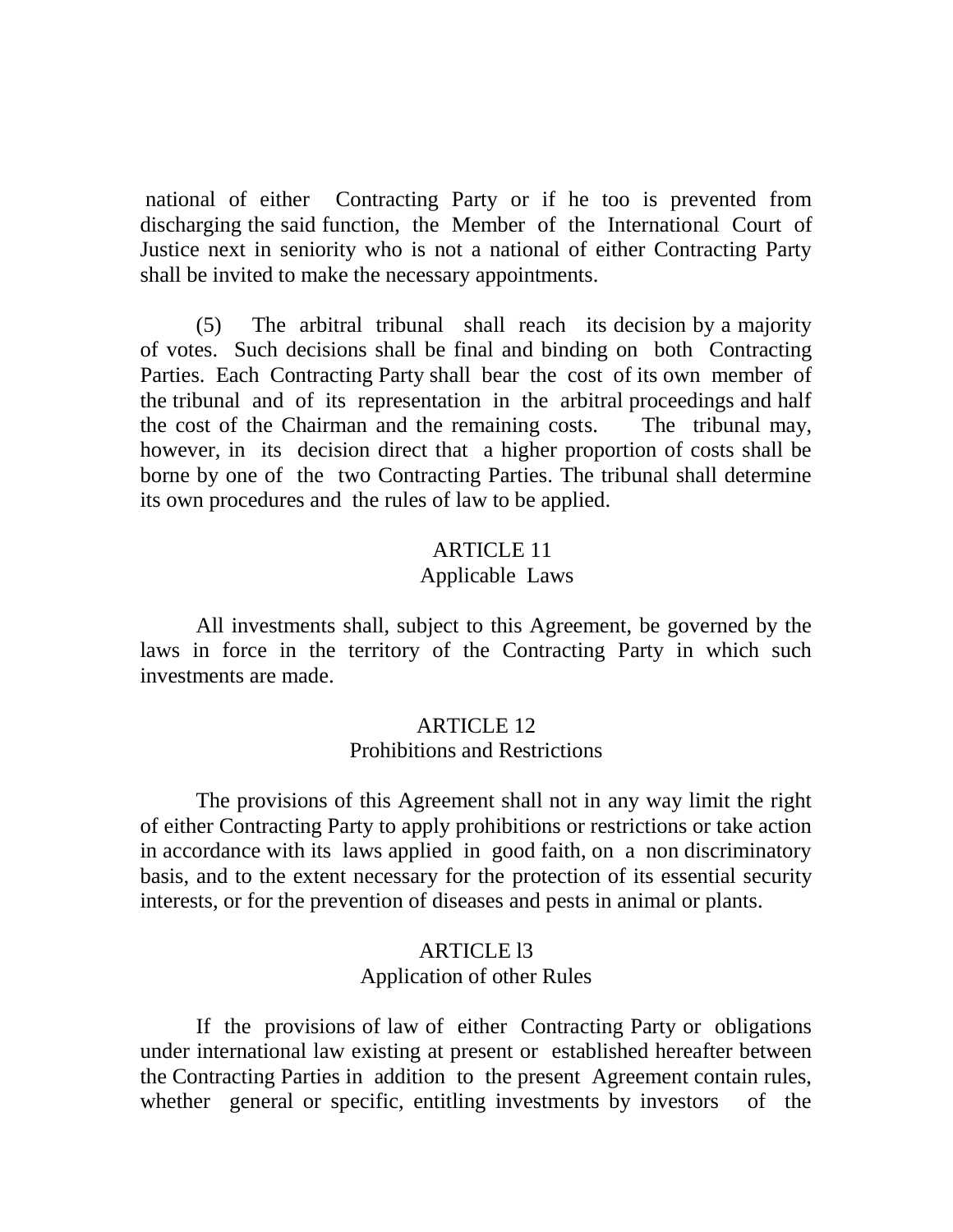national of either Contracting Party or if he too is prevented from discharging the said function, the Member of the International Court of Justice next in seniority who is not a national of either Contracting Party shall be invited to make the necessary appointments.

(5) The arbitral tribunal shall reach its decision by a majority of votes. Such decisions shall be final and binding on both Contracting Parties. Each Contracting Party shall bear the cost of its own member of the tribunal and of its representation in the arbitral proceedings and half the cost of the Chairman and the remaining costs. The tribunal may, however, in its decision direct that a higher proportion of costs shall be borne by one of the two Contracting Parties. The tribunal shall determine its own procedures and the rules of law to be applied.

## ARTICLE 11
### Applicable Laws

All investments shall, subject to this Agreement, be governed by the laws in force in the territory of the Contracting Party in which such investments are made.

## ARTICLE 12
### Prohibitions and Restrictions

The provisions of this Agreement shall not in any way limit the right of either Contracting Party to apply prohibitions or restrictions or take action in accordance with its laws applied in good faith, on a non discriminatory basis, and to the extent necessary for the protection of its essential security interests, or for the prevention of diseases and pests in animal or plants.

## ARTICLE l3
### Application of other Rules

If the provisions of law of either Contracting Party or obligations under international law existing at present or established hereafter between the Contracting Parties in addition to the present Agreement contain rules, whether general or specific, entitling investments by investors of the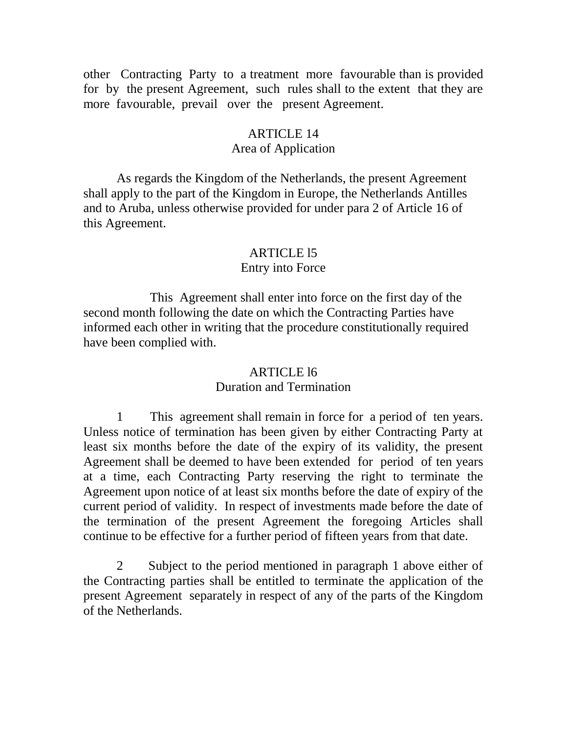other Contracting Party to a treatment more favourable than is provided for by the present Agreement, such rules shall to the extent that they are more favourable, prevail over the present Agreement.

ARTICLE 14
Area of Application

As regards the Kingdom of the Netherlands, the present Agreement shall apply to the part of the Kingdom in Europe, the Netherlands Antilles and to Aruba, unless otherwise provided for under para 2 of Article 16 of this Agreement.

ARTICLE l5
Entry into Force

This Agreement shall enter into force on the first day of the second month following the date on which the Contracting Parties have informed each other in writing that the procedure constitutionally required have been complied with.

ARTICLE l6
Duration and Termination

1 This agreement shall remain in force for a period of ten years. Unless notice of termination has been given by either Contracting Party at least six months before the date of the expiry of its validity, the present Agreement shall be deemed to have been extended for period of ten years at a time, each Contracting Party reserving the right to terminate the Agreement upon notice of at least six months before the date of expiry of the current period of validity. In respect of investments made before the date of the termination of the present Agreement the foregoing Articles shall continue to be effective for a further period of fifteen years from that date.

2 Subject to the period mentioned in paragraph 1 above either of the Contracting parties shall be entitled to terminate the application of the present Agreement separately in respect of any of the parts of the Kingdom of the Netherlands.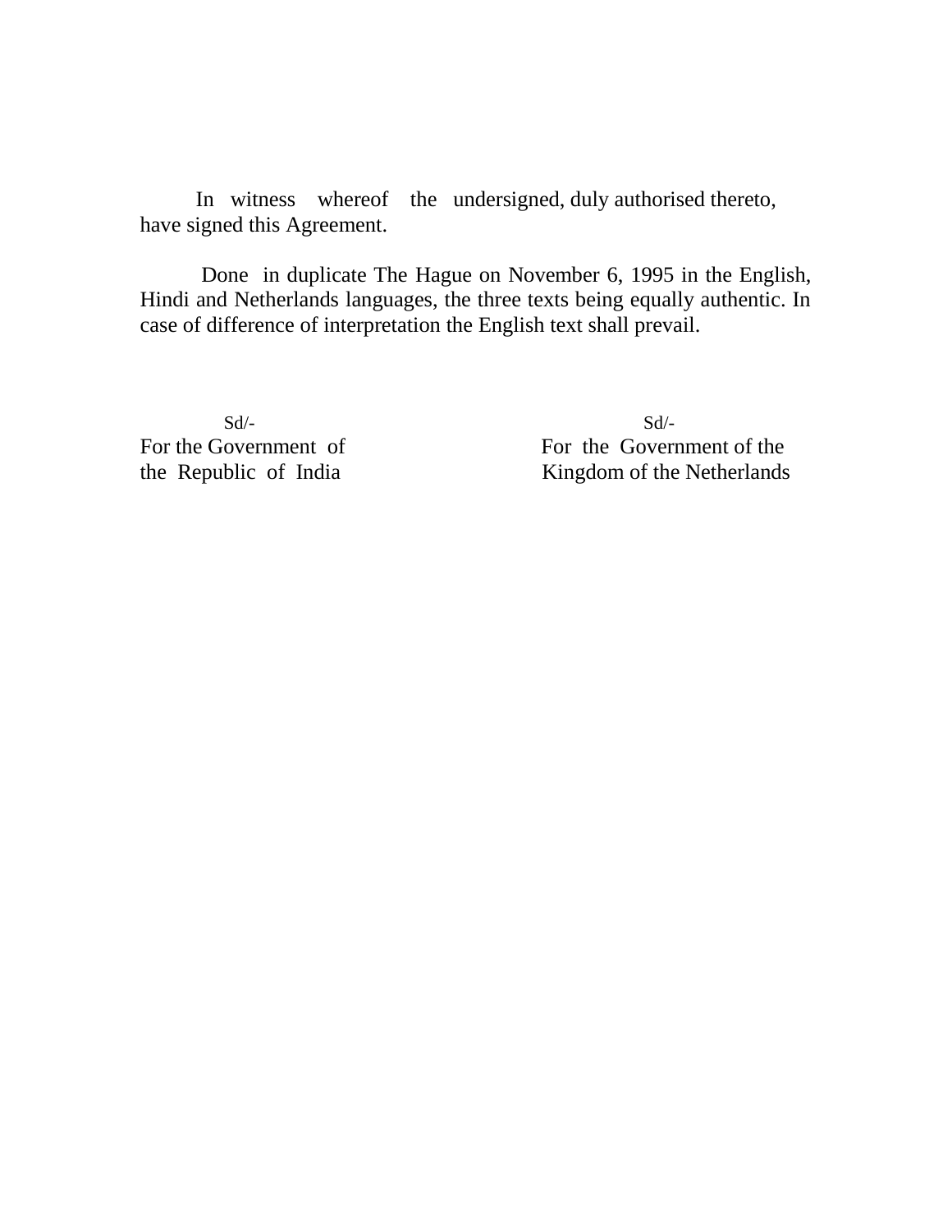In witness whereof the undersigned, duly authorised thereto, have signed this Agreement.

Done in duplicate The Hague on November 6, 1995 in the English, Hindi and Netherlands languages, the three texts being equally authentic. In case of difference of interpretation the English text shall prevail.

| | |
|---|---|
| Sd/- | Sd/- |
| For the Government of the Republic of India | For the Government of the Kingdom of the Netherlands |